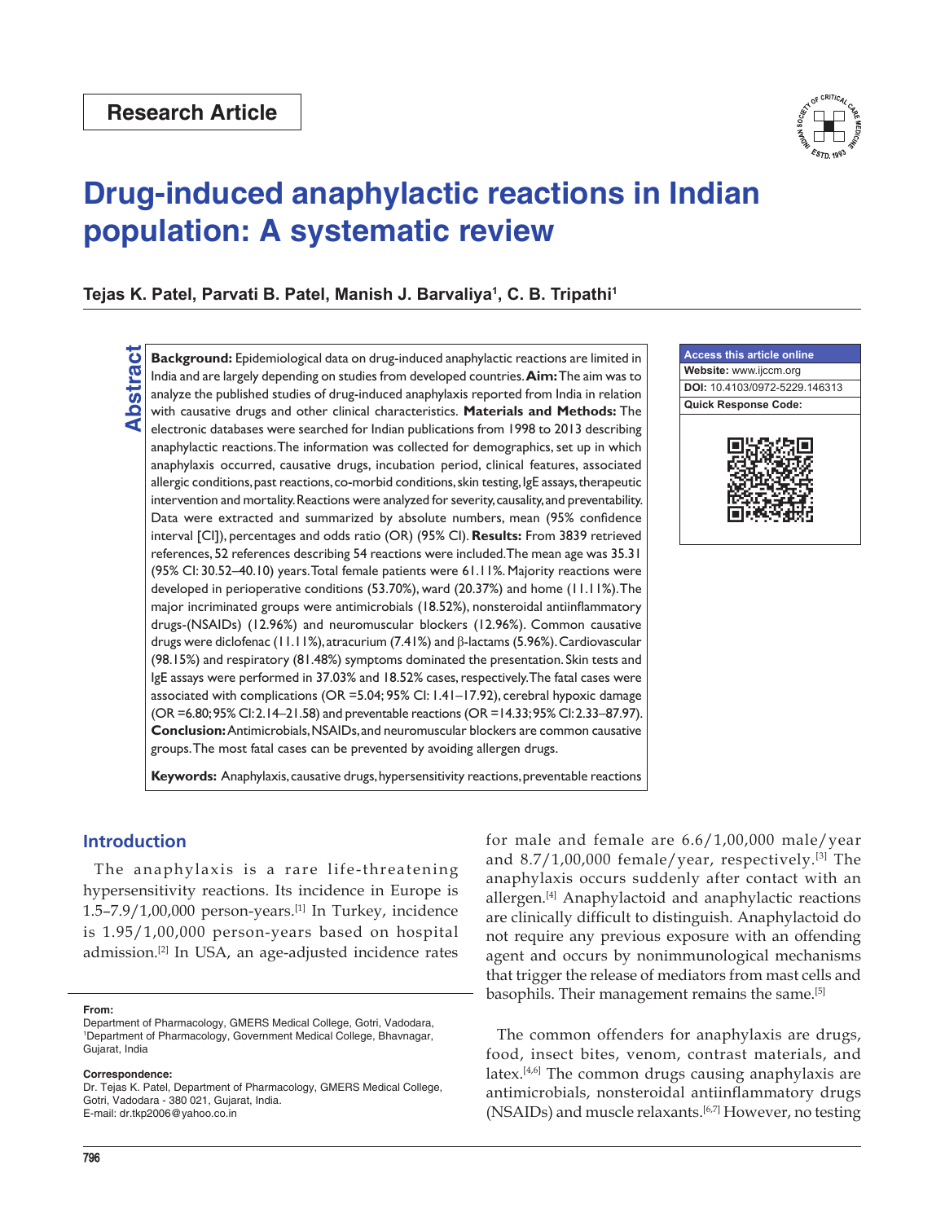Research Article

# Drug-induced anaphylactic reactions in Indian population: A systematic review

**Tejas K. Patel, Parvati B. Patel, Manish J. Barvaliya[1], C. B. Tripathi[1]**

## Abstract

**Background:** Epidemiological data on drug-induced anaphylactic reactions are limited in India and are largely depending on studies from developed countries. **Aim:** The aim was to analyze the published studies of drug-induced anaphylaxis reported from India in relation with causative drugs and other clinical characteristics. **Materials and Methods:** The electronic databases were searched for Indian publications from 1998 to 2013 describing anaphylactic reactions. The information was collected for demographics, set up in which anaphylaxis occurred, causative drugs, incubation period, clinical features, associated allergic conditions, past reactions, co-morbid conditions, skin testing, IgE assays, therapeutic intervention and mortality. Reactions were analyzed for severity, causality, and preventability. Data were extracted and summarized by absolute numbers, mean (95% confidence interval [CI]), percentages and odds ratio (OR) (95% CI). **Results:** From 3839 retrieved references, 52 references describing 54 reactions were included. The mean age was 35.31 (95% CI: 30.52–40.10) years. Total female patients were 61.11%. Majority reactions were developed in perioperative conditions (53.70%), ward (20.37%) and home (11.11%). The major incriminated groups were antimicrobials (18.52%), nonsteroidal antiinflammatory drugs-(NSAIDs) (12.96%) and neuromuscular blockers (12.96%). Common causative drugs were diclofenac (11.11%), atracurium (7.41%) and β-lactams (5.96%). Cardiovascular (98.15%) and respiratory (81.48%) symptoms dominated the presentation. Skin tests and IgE assays were performed in 37.03% and 18.52% cases, respectively. The fatal cases were associated with complications (OR =5.04; 95% CI: 1.41–17.92), cerebral hypoxic damage (OR =6.80; 95% CI: 2.14–21.58) and preventable reactions (OR =14.33; 95% CI: 2.33–87.97). **Conclusion:** Antimicrobials, NSAIDs, and neuromuscular blockers are common causative groups. The most fatal cases can be prevented by avoiding allergen drugs.

**Keywords:** Anaphylaxis, causative drugs, hypersensitivity reactions, preventable reactions

| Access this article online |
| --- |
| Website: www.ijccm.org |
| DOI: 10.4103/0972-5229.146313 |
| Quick Response Code: |

## Introduction

The anaphylaxis is a rare life-threatening hypersensitivity reactions. Its incidence in Europe is 1.5–7.9/1,00,000 person-years.[1] In Turkey, incidence is 1.95/1,00,000 person-years based on hospital admission.[2] In USA, an age-adjusted incidence rates for male and female are 6.6/1,00,000 male/year and 8.7/1,00,000 female/year, respectively.[3] The anaphylaxis occurs suddenly after contact with an allergen.[4] Anaphylactoid and anaphylactic reactions are clinically difficult to distinguish. Anaphylactoid do not require any previous exposure with an offending agent and occurs by nonimmunological mechanisms that trigger the release of mediators from mast cells and basophils. Their management remains the same.[5]

The common offenders for anaphylaxis are drugs, food, insect bites, venom, contrast materials, and latex.[4,6] The common drugs causing anaphylaxis are antimicrobials, nonsteroidal antiinflammatory drugs (NSAIDs) and muscle relaxants.[6,7] However, no testing

**From:**
Department of Pharmacology, GMERS Medical College, Gotri, Vadodara, [1]Department of Pharmacology, Government Medical College, Bhavnagar, Gujarat, India

**Correspondence:**
Dr. Tejas K. Patel, Department of Pharmacology, GMERS Medical College, Gotri, Vadodara - 380 021, Gujarat, India.
E-mail: dr.tkp2006@yahoo.co.in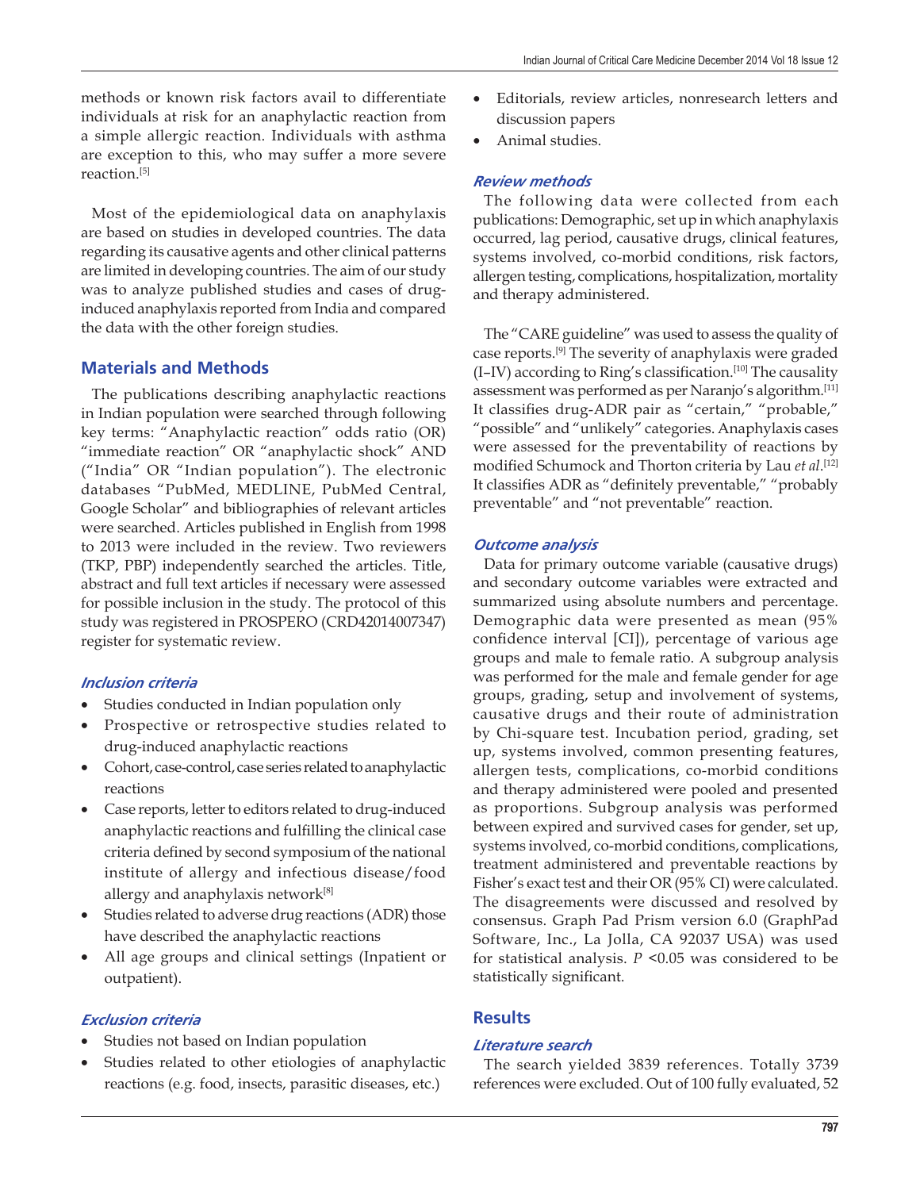methods or known risk factors avail to differentiate individuals at risk for an anaphylactic reaction from a simple allergic reaction. Individuals with asthma are exception to this, who may suffer a more severe reaction.[5]

Most of the epidemiological data on anaphylaxis are based on studies in developed countries. The data regarding its causative agents and other clinical patterns are limited in developing countries. The aim of our study was to analyze published studies and cases of drug-induced anaphylaxis reported from India and compared the data with the other foreign studies.

## Materials and Methods

The publications describing anaphylactic reactions in Indian population were searched through following key terms: "Anaphylactic reaction" odds ratio (OR) "immediate reaction" OR "anaphylactic shock" AND ("India" OR "Indian population"). The electronic databases "PubMed, MEDLINE, PubMed Central, Google Scholar" and bibliographies of relevant articles were searched. Articles published in English from 1998 to 2013 were included in the review. Two reviewers (TKP, PBP) independently searched the articles. Title, abstract and full text articles if necessary were assessed for possible inclusion in the study. The protocol of this study was registered in PROSPERO (CRD42014007347) register for systematic review.

### *Inclusion criteria*

- Studies conducted in Indian population only
- Prospective or retrospective studies related to drug-induced anaphylactic reactions
- Cohort, case-control, case series related to anaphylactic reactions
- Case reports, letter to editors related to drug-induced anaphylactic reactions and fulfilling the clinical case criteria defined by second symposium of the national institute of allergy and infectious disease/food allergy and anaphylaxis network[8]
- Studies related to adverse drug reactions (ADR) those have described the anaphylactic reactions
- All age groups and clinical settings (Inpatient or outpatient).

### *Exclusion criteria*

- Studies not based on Indian population
- Studies related to other etiologies of anaphylactic reactions (e.g. food, insects, parasitic diseases, etc.)
- Editorials, review articles, nonresearch letters and discussion papers
- Animal studies.

### *Review methods*

The following data were collected from each publications: Demographic, set up in which anaphylaxis occurred, lag period, causative drugs, clinical features, systems involved, co-morbid conditions, risk factors, allergen testing, complications, hospitalization, mortality and therapy administered.

The "CARE guideline" was used to assess the quality of case reports.[9] The severity of anaphylaxis were graded (I–IV) according to Ring's classification.[10] The causality assessment was performed as per Naranjo's algorithm.[11] It classifies drug-ADR pair as "certain," "probable," "possible" and "unlikely" categories. Anaphylaxis cases were assessed for the preventability of reactions by modified Schumock and Thorton criteria by Lau *et al*.[12] It classifies ADR as "definitely preventable," "probably preventable" and "not preventable" reaction.

### *Outcome analysis*

Data for primary outcome variable (causative drugs) and secondary outcome variables were extracted and summarized using absolute numbers and percentage. Demographic data were presented as mean (95% confidence interval [CI]), percentage of various age groups and male to female ratio. A subgroup analysis was performed for the male and female gender for age groups, grading, setup and involvement of systems, causative drugs and their route of administration by Chi-square test. Incubation period, grading, set up, systems involved, common presenting features, allergen tests, complications, co-morbid conditions and therapy administered were pooled and presented as proportions. Subgroup analysis was performed between expired and survived cases for gender, set up, systems involved, co-morbid conditions, complications, treatment administered and preventable reactions by Fisher's exact test and their OR (95% CI) were calculated. The disagreements were discussed and resolved by consensus. Graph Pad Prism version 6.0 (GraphPad Software, Inc., La Jolla, CA 92037 USA) was used for statistical analysis. $P$ <0.05 was considered to be statistically significant.

## Results

### *Literature search*

The search yielded 3839 references. Totally 3739 references were excluded. Out of 100 fully evaluated, 52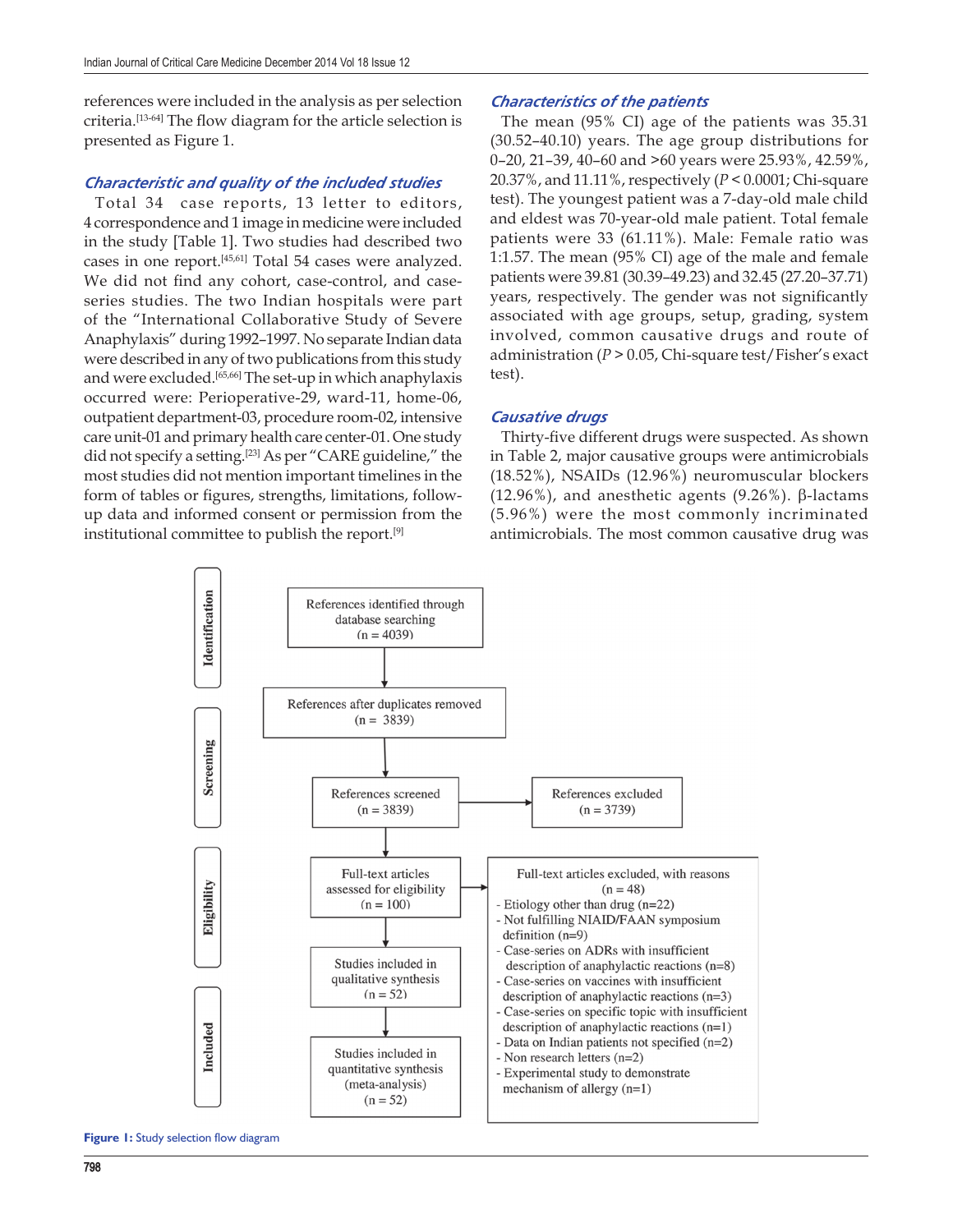references were included in the analysis as per selection criteria.[13-64] The flow diagram for the article selection is presented as Figure 1.

### Characteristic and quality of the included studies

Total 34 case reports, 13 letter to editors, 4 correspondence and 1 image in medicine were included in the study [Table 1]. Two studies had described two cases in one report.[45,61] Total 54 cases were analyzed. We did not find any cohort, case-control, and case-series studies. The two Indian hospitals were part of the "International Collaborative Study of Severe Anaphylaxis" during 1992–1997. No separate Indian data were described in any of two publications from this study and were excluded.[65,66] The set-up in which anaphylaxis occurred were: Perioperative-29, ward-11, home-06, outpatient department-03, procedure room-02, intensive care unit-01 and primary health care center-01. One study did not specify a setting.[23] As per "CARE guideline," the most studies did not mention important timelines in the form of tables or figures, strengths, limitations, follow-up data and informed consent or permission from the institutional committee to publish the report.[9]

### Characteristics of the patients

The mean (95% CI) age of the patients was 35.31 (30.52–40.10) years. The age group distributions for 0–20, 21–39, 40–60 and >60 years were 25.93%, 42.59%, 20.37%, and 11.11%, respectively ($P < 0.0001$; Chi-square test). The youngest patient was a 7-day-old male child and eldest was 70-year-old male patient. Total female patients were 33 (61.11%). Male: Female ratio was 1:1.57. The mean (95% CI) age of the male and female patients were 39.81 (30.39–49.23) and 32.45 (27.20–37.71) years, respectively. The gender was not significantly associated with age groups, setup, grading, system involved, common causative drugs and route of administration ($P > 0.05$, Chi-square test/Fisher's exact test).

### Causative drugs

Thirty-five different drugs were suspected. As shown in Table 2, major causative groups were antimicrobials (18.52%), NSAIDs (12.96%) neuromuscular blockers (12.96%), and anesthetic agents (9.26%). β-lactams (5.96%) were the most commonly incriminated antimicrobials. The most common causative drug was

**Identification**

References identified through database searching (n = 4039)

↓

References after duplicates removed (n = 3839)

**Screening**

References screened (n = 3839) → References excluded (n = 3739)

**Eligibility**

Full-text articles assessed for eligibility (n = 100) → Full-text articles excluded, with reasons (n = 48)
- Etiology other than drug (n=22)
- Not fulfilling NIAID/FAAN symposium definition (n=9)
- Case-series on ADRs with insufficient description of anaphylactic reactions (n=8)
- Case-series on vaccines with insufficient description of anaphylactic reactions (n=3)
- Case-series on specific topic with insufficient description of anaphylactic reactions (n=1)
- Data on Indian patients not specified (n=2)
- Non research letters (n=2)
- Experimental study to demonstrate mechanism of allergy (n=1)

**Included**

Studies included in qualitative synthesis (n = 52)

↓

Studies included in quantitative synthesis (meta-analysis) (n = 52)

**Figure 1:** Study selection flow diagram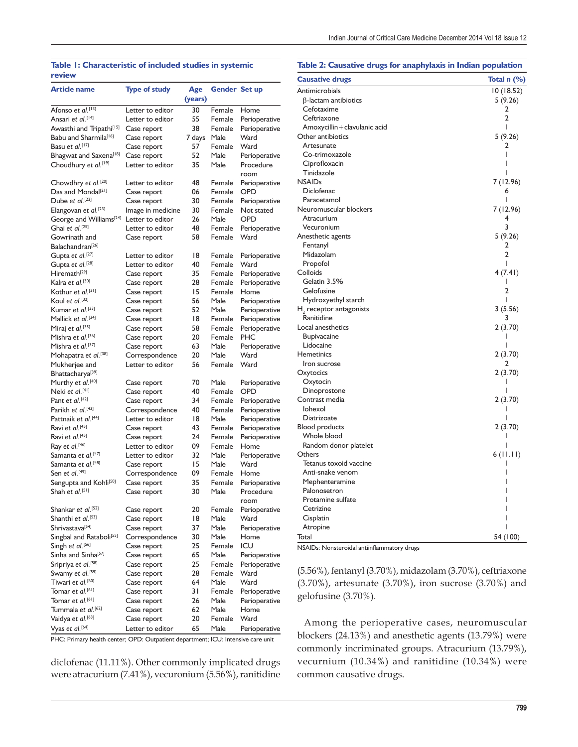**Table 1: Characteristic of included studies in systemic review**

| Article name | Type of study | Age (years) | Gender | Set up |
|---|---|---|---|---|
| Afonso et al.[13] | Letter to editor | 30 | Female | Home |
| Ansari et al.[14] | Letter to editor | 55 | Female | Perioperative |
| Awasthi and Tripathi[15] | Case report | 38 | Female | Perioperative |
| Babu and Sharmila[16] | Case report | 7 days | Male | Ward |
| Basu et al.[17] | Case report | 57 | Female | Ward |
| Bhagwat and Saxena[18] | Case report | 52 | Male | Perioperative |
| Choudhury et al.[19] | Letter to editor | 35 | Male | Procedure room |
| Chowdhry et al.[20] | Letter to editor | 48 | Female | Perioperative |
| Das and Mondal[21] | Case report | 06 | Female | OPD |
| Dube et al.[22] | Case report | 30 | Female | Perioperative |
| Elangovan et al.[23] | Image in medicine | 30 | Female | Not stated |
| George and Williams[24] | Letter to editor | 26 | Male | OPD |
| Ghai et al.[25] | Letter to editor | 48 | Female | Perioperative |
| Gowrinath and Balachandran[26] | Case report | 58 | Female | Ward |
| Gupta et al.[27] | Letter to editor | 18 | Female | Perioperative |
| Gupta et al.[28] | Letter to editor | 40 | Female | Ward |
| Hiremath[29] | Case report | 35 | Female | Perioperative |
| Kalra et al.[30] | Case report | 28 | Female | Perioperative |
| Kothur et al.[31] | Case report | 15 | Female | Home |
| Koul et al.[32] | Case report | 56 | Male | Perioperative |
| Kumar et al.[33] | Case report | 52 | Male | Perioperative |
| Mallick et al.[34] | Case report | 18 | Female | Perioperative |
| Miraj et al.[35] | Case report | 58 | Female | Perioperative |
| Mishra et al.[36] | Case report | 20 | Female | PHC |
| Mishra et al.[37] | Case report | 63 | Male | Perioperative |
| Mohapatra et al.[38] | Correspondence | 20 | Male | Ward |
| Mukherjee and Bhattacharya[39] | Letter to editor | 56 | Female | Ward |
| Murthy et al.[40] | Case report | 70 | Male | Perioperative |
| Neki et al.[41] | Case report | 40 | Female | OPD |
| Pant et al.[42] | Case report | 34 | Female | Perioperative |
| Parikh et al.[43] | Correspondence | 40 | Female | Perioperative |
| Pattnaik et al.[44] | Letter to editor | 18 | Male | Perioperative |
| Ravi et al.[45] | Case report | 43 | Female | Perioperative |
| Ravi et al.[45] | Case report | 24 | Female | Perioperative |
| Ray et al.[46] | Letter to editor | 09 | Female | Home |
| Samanta et al.[47] | Letter to editor | 32 | Male | Perioperative |
| Samanta et al.[48] | Case report | 15 | Male | Ward |
| Sen et al.[49] | Correspondence | 09 | Female | Home |
| Sengupta and Kohli[50] | Case report | 35 | Female | Perioperative |
| Shah et al.[51] | Case report | 30 | Male | Procedure room |
| Shankar et al.[52] | Case report | 20 | Female | Perioperative |
| Shanthi et al.[53] | Case report | 18 | Male | Ward |
| Shrivastava[54] | Case report | 37 | Male | Perioperative |
| Singbal and Rataboli[55] | Correspondence | 30 | Male | Home |
| Singh et al.[56] | Case report | 25 | Female | ICU |
| Sinha and Sinha[57] | Case report | 65 | Male | Perioperative |
| Sripriya et al.[58] | Case report | 25 | Female | Perioperative |
| Swamy et al.[59] | Case report | 28 | Female | Ward |
| Tiwari et al.[60] | Case report | 64 | Male | Ward |
| Tomar et al.[61] | Case report | 31 | Female | Perioperative |
| Tomar et al.[61] | Case report | 26 | Male | Perioperative |
| Tummala et al.[62] | Case report | 62 | Male | Home |
| Vaidya et al.[63] | Case report | 20 | Female | Ward |
| Vyas et al.[64] | Letter to editor | 65 | Male | Perioperative |

PHC: Primary health center; OPD: Outpatient department; ICU: Intensive care unit

diclofenac (11.11%). Other commonly implicated drugs were atracurium (7.41%), vecuronium (5.56%), ranitidine (5.56%), fentanyl (3.70%), midazolam (3.70%), ceftriaxone (3.70%), artesunate (3.70%), iron sucrose (3.70%) and gelofusine (3.70%).

Among the perioperative cases, neuromuscular blockers (24.13%) and anesthetic agents (13.79%) were commonly incriminated groups. Atracurium (13.79%), vecurnium (10.34%) and ranitidine (10.34%) were common causative drugs.

**Table 2: Causative drugs for anaphylaxis in Indian population**

| Causative drugs | Total n (%) |
|---|---|
| Antimicrobials | 10 (18.52) |
| β-lactam antibiotics | 5 (9.26) |
| Cefotaxime | 2 |
| Ceftriaxone | 2 |
| Amoxycillin+clavulanic acid | 1 |
| Other antibiotics | 5 (9.26) |
| Artesunate | 2 |
| Co-trimoxazole | 1 |
| Ciprofloxacin | 1 |
| Tinidazole | 1 |
| NSAIDs | 7 (12.96) |
| Diclofenac | 6 |
| Paracetamol | 1 |
| Neuromuscular blockers | 7 (12.96) |
| Atracurium | 4 |
| Vecuronium | 3 |
| Anesthetic agents | 5 (9.26) |
| Fentanyl | 2 |
| Midazolam | 2 |
| Propofol | 1 |
| Colloids | 4 (7.41) |
| Gelatin 3.5% | 1 |
| Gelofusine | 2 |
| Hydroxyethyl starch | 1 |
| $H_2$ receptor antagonists | 3 (5.56) |
| Ranitidine | 3 |
| Local anesthetics | 2 (3.70) |
| Bupivacaine | 1 |
| Lidocaine | 1 |
| Hemetinics | 2 (3.70) |
| Iron sucrose | 2 |
| Oxytocics | 2 (3.70) |
| Oxytocin | 1 |
| Dinoprostone | 1 |
| Contrast media | 2 (3.70) |
| Iohexol | 1 |
| Diatrizoate | 1 |
| Blood products | 2 (3.70) |
| Whole blood | 1 |
| Random donor platelet | 1 |
| Others | 6 (11.11) |
| Tetanus toxoid vaccine | 1 |
| Anti-snake venom | 1 |
| Mephenteramine | 1 |
| Palonosetron | 1 |
| Protamine sulfate | 1 |
| Cetrizine | 1 |
| Cisplatin | 1 |
| Atropine | 1 |
| Total | 54 (100) |

NSAIDs: Nonsteroidal antiinflammatory drugs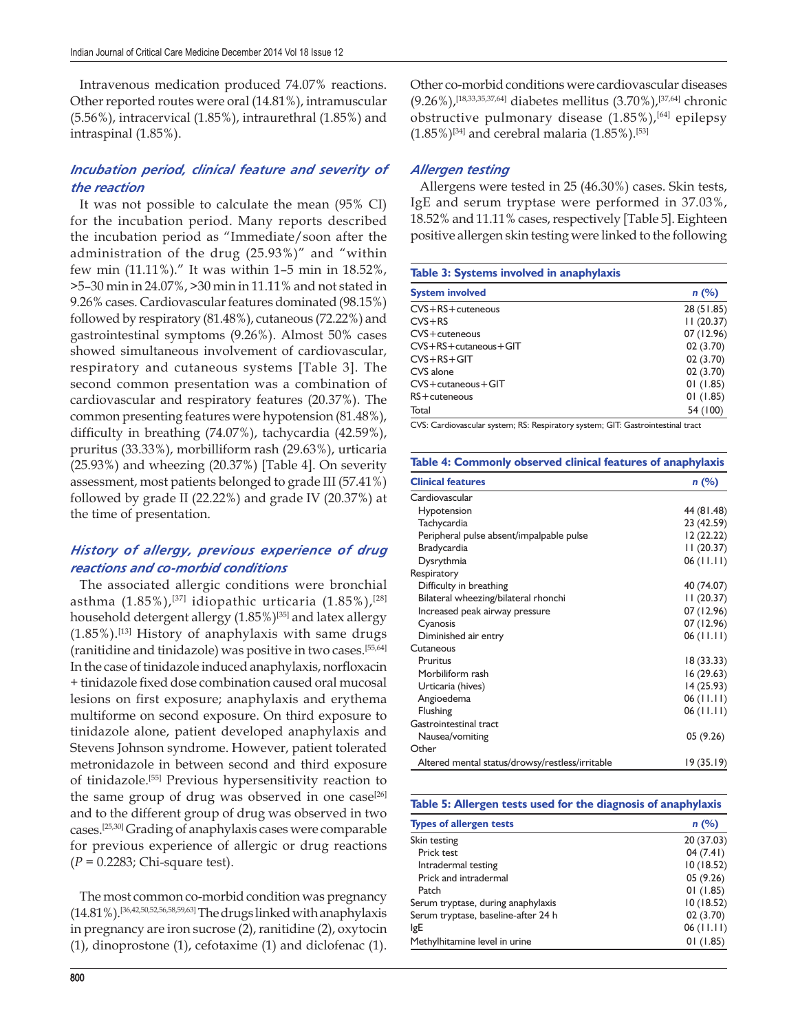Intravenous medication produced 74.07% reactions. Other reported routes were oral (14.81%), intramuscular (5.56%), intracervical (1.85%), intraurethral (1.85%) and intraspinal (1.85%).

### *Incubation period, clinical feature and severity of the reaction*

It was not possible to calculate the mean (95% CI) for the incubation period. Many reports described the incubation period as "Immediate/soon after the administration of the drug (25.93%)" and "within few min (11.11%)." It was within 1–5 min in 18.52%, >5–30 min in 24.07%, >30 min in 11.11% and not stated in 9.26% cases. Cardiovascular features dominated (98.15%) followed by respiratory (81.48%), cutaneous (72.22%) and gastrointestinal symptoms (9.26%). Almost 50% cases showed simultaneous involvement of cardiovascular, respiratory and cutaneous systems [Table 3]. The second common presentation was a combination of cardiovascular and respiratory features (20.37%). The common presenting features were hypotension (81.48%), difficulty in breathing (74.07%), tachycardia (42.59%), pruritus (33.33%), morbilliform rash (29.63%), urticaria (25.93%) and wheezing (20.37%) [Table 4]. On severity assessment, most patients belonged to grade III (57.41%) followed by grade II (22.22%) and grade IV (20.37%) at the time of presentation.

### *History of allergy, previous experience of drug reactions and co-morbid conditions*

The associated allergic conditions were bronchial asthma (1.85%),[37] idiopathic urticaria (1.85%),[28] household detergent allergy (1.85%)[35] and latex allergy (1.85%).[13] History of anaphylaxis with same drugs (ranitidine and tinidazole) was positive in two cases.[55,64] In the case of tinidazole induced anaphylaxis, norfloxacin + tinidazole fixed dose combination caused oral mucosal lesions on first exposure; anaphylaxis and erythema multiforme on second exposure. On third exposure to tinidazole alone, patient developed anaphylaxis and Stevens Johnson syndrome. However, patient tolerated metronidazole in between second and third exposure of tinidazole.[55] Previous hypersensitivity reaction to the same group of drug was observed in one case[26] and to the different group of drug was observed in two cases.[25,30] Grading of anaphylaxis cases were comparable for previous experience of allergic or drug reactions ($P$ = 0.2283; Chi-square test).

The most common co-morbid condition was pregnancy (14.81%).[36,42,50,52,56,58,59,63] The drugs linked with anaphylaxis in pregnancy are iron sucrose (2), ranitidine (2), oxytocin (1), dinoprostone (1), cefotaxime (1) and diclofenac (1). Other co-morbid conditions were cardiovascular diseases (9.26%),[18,33,35,37,64] diabetes mellitus (3.70%),[37,64] chronic obstructive pulmonary disease (1.85%),[64] epilepsy (1.85%)[34] and cerebral malaria (1.85%).[53]

### *Allergen testing*

Allergens were tested in 25 (46.30%) cases. Skin tests, IgE and serum tryptase were performed in 37.03%, 18.52% and 11.11% cases, respectively [Table 5]. Eighteen positive allergen skin testing were linked to the following

**Table 3: Systems involved in anaphylaxis**

| System involved | n (%) |
|---|---|
| CVS+RS+cuteneous | 28 (51.85) |
| CVS+RS | 11 (20.37) |
| CVS+cuteneous | 07 (12.96) |
| CVS+RS+cutaneous+GIT | 02 (3.70) |
| CVS+RS+GIT | 02 (3.70) |
| CVS alone | 02 (3.70) |
| CVS+cutaneous+GIT | 01 (1.85) |
| RS+cuteneous | 01 (1.85) |
| Total | 54 (100) |

CVS: Cardiovascular system; RS: Respiratory system; GIT: Gastrointestinal tract

**Table 4: Commonly observed clinical features of anaphylaxis**

| Clinical features | n (%) |
|---|---|
| Cardiovascular | |
| Hypotension | 44 (81.48) |
| Tachycardia | 23 (42.59) |
| Peripheral pulse absent/impalpable pulse | 12 (22.22) |
| Bradycardia | 11 (20.37) |
| Dysrythmia | 06 (11.11) |
| Respiratory | |
| Difficulty in breathing | 40 (74.07) |
| Bilateral wheezing/bilateral rhonchi | 11 (20.37) |
| Increased peak airway pressure | 07 (12.96) |
| Cyanosis | 07 (12.96) |
| Diminished air entry | 06 (11.11) |
| Cutaneous | |
| Pruritus | 18 (33.33) |
| Morbilliform rash | 16 (29.63) |
| Urticaria (hives) | 14 (25.93) |
| Angioedema | 06 (11.11) |
| Flushing | 06 (11.11) |
| Gastrointestinal tract | |
| Nausea/vomiting | 05 (9.26) |
| Other | |
| Altered mental status/drowsy/restless/irritable | 19 (35.19) |

**Table 5: Allergen tests used for the diagnosis of anaphylaxis**

| Types of allergen tests | n (%) |
|---|---|
| Skin testing | 20 (37.03) |
| Prick test | 04 (7.41) |
| Intradermal testing | 10 (18.52) |
| Prick and intradermal | 05 (9.26) |
| Patch | 01 (1.85) |
| Serum tryptase, during anaphylaxis | 10 (18.52) |
| Serum tryptase, baseline-after 24 h | 02 (3.70) |
| IgE | 06 (11.11) |
| Methylhitamine level in urine | 01 (1.85) |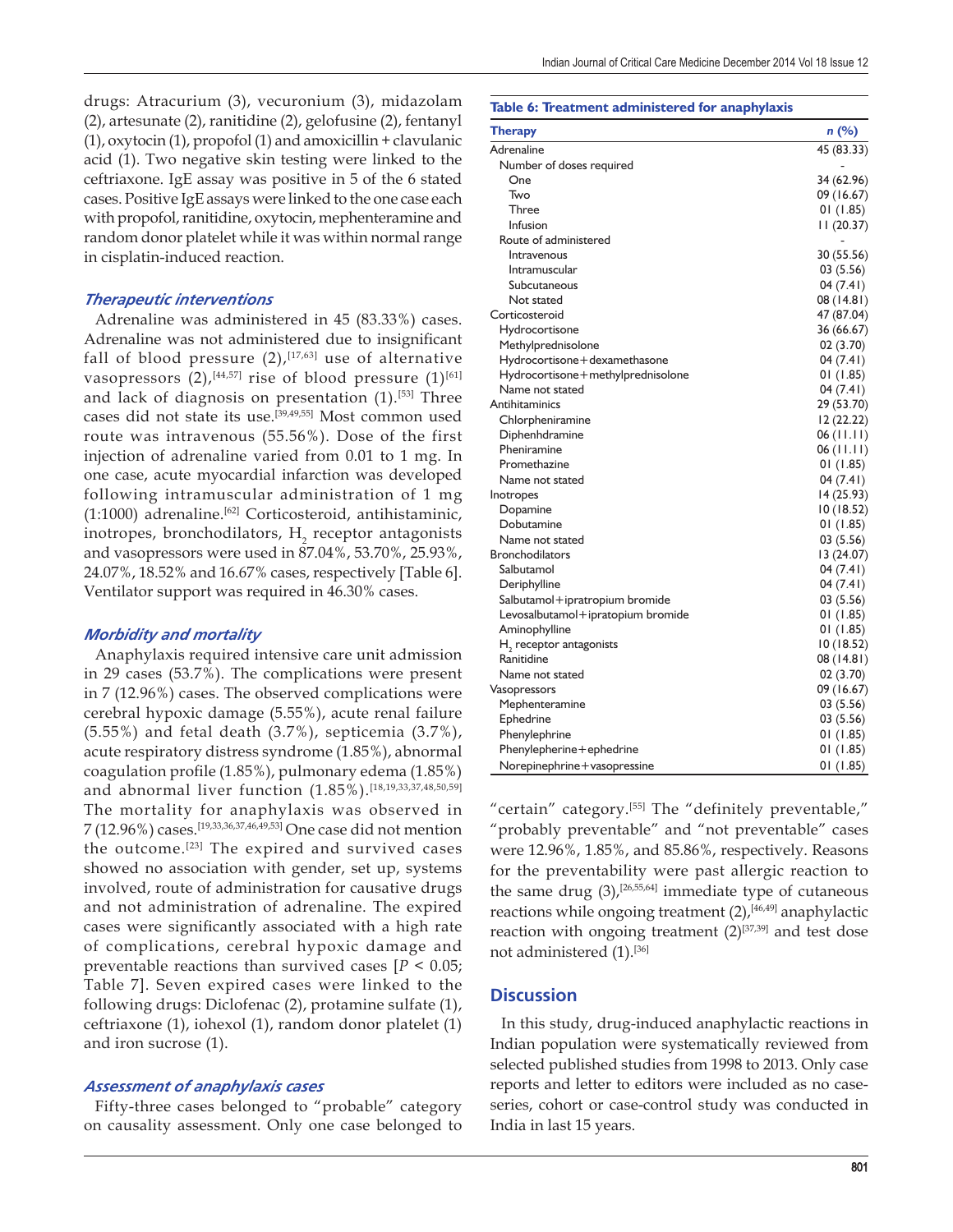drugs: Atracurium (3), vecuronium (3), midazolam (2), artesunate (2), ranitidine (2), gelofusine (2), fentanyl (1), oxytocin (1), propofol (1) and amoxicillin + clavulanic acid (1). Two negative skin testing were linked to the ceftriaxone. IgE assay was positive in 5 of the 6 stated cases. Positive IgE assays were linked to the one case each with propofol, ranitidine, oxytocin, mephenteramine and random donor platelet while it was within normal range in cisplatin-induced reaction.

### *Therapeutic interventions*

Adrenaline was administered in 45 (83.33%) cases. Adrenaline was not administered due to insignificant fall of blood pressure (2),[17,63] use of alternative vasopressors (2),[44,57] rise of blood pressure (1)[61] and lack of diagnosis on presentation (1).[53] Three cases did not state its use.[39,49,55] Most common used route was intravenous (55.56%). Dose of the first injection of adrenaline varied from 0.01 to 1 mg. In one case, acute myocardial infarction was developed following intramuscular administration of 1 mg (1:1000) adrenaline.[62] Corticosteroid, antihistaminic, inotropes, bronchodilators, $H_2$ receptor antagonists and vasopressors were used in 87.04%, 53.70%, 25.93%, 24.07%, 18.52% and 16.67% cases, respectively [Table 6]. Ventilator support was required in 46.30% cases.

### *Morbidity and mortality*

Anaphylaxis required intensive care unit admission in 29 cases (53.7%). The complications were present in 7 (12.96%) cases. The observed complications were cerebral hypoxic damage (5.55%), acute renal failure (5.55%) and fetal death (3.7%), septicemia (3.7%), acute respiratory distress syndrome (1.85%), abnormal coagulation profile (1.85%), pulmonary edema (1.85%) and abnormal liver function (1.85%).[18,19,33,37,48,50,59] The mortality for anaphylaxis was observed in 7 (12.96%) cases.[19,33,36,37,46,49,53] One case did not mention the outcome.[23] The expired and survived cases showed no association with gender, set up, systems involved, route of administration for causative drugs and not administration of adrenaline. The expired cases were significantly associated with a high rate of complications, cerebral hypoxic damage and preventable reactions than survived cases [$P < 0.05$; Table 7]. Seven expired cases were linked to the following drugs: Diclofenac (2), protamine sulfate (1), ceftriaxone (1), iohexol (1), random donor platelet (1) and iron sucrose (1).

### *Assessment of anaphylaxis cases*

Fifty-three cases belonged to "probable" category on causality assessment. Only one case belonged to "certain" category.[55] The "definitely preventable," "probably preventable" and "not preventable" cases were 12.96%, 1.85%, and 85.86%, respectively. Reasons for the preventability were past allergic reaction to the same drug (3),[26,55,64] immediate type of cutaneous reactions while ongoing treatment (2),[46,49] anaphylactic reaction with ongoing treatment (2)[37,39] and test dose not administered (1).[36]

**Table 6: Treatment administered for anaphylaxis**

| Therapy | n (%) |
|---|---|
| Adrenaline | 45 (83.33) |
| Number of doses required | - |
| One | 34 (62.96) |
| Two | 09 (16.67) |
| Three | 01 (1.85) |
| Infusion | 11 (20.37) |
| Route of administered | - |
| Intravenous | 30 (55.56) |
| Intramuscular | 03 (5.56) |
| Subcutaneous | 04 (7.41) |
| Not stated | 08 (14.81) |
| Corticosteroid | 47 (87.04) |
| Hydrocortisone | 36 (66.67) |
| Methylprednisolone | 02 (3.70) |
| Hydrocortisone+dexamethasone | 04 (7.41) |
| Hydrocortisone+methylprednisolone | 01 (1.85) |
| Name not stated | 04 (7.41) |
| Antihitaminics | 29 (53.70) |
| Chlorpheniramine | 12 (22.22) |
| Diphenhdramine | 06 (11.11) |
| Pheniramine | 06 (11.11) |
| Promethazine | 01 (1.85) |
| Name not stated | 04 (7.41) |
| Inotropes | 14 (25.93) |
| Dopamine | 10 (18.52) |
| Dobutamine | 01 (1.85) |
| Name not stated | 03 (5.56) |
| Bronchodilators | 13 (24.07) |
| Salbutamol | 04 (7.41) |
| Deriphylline | 04 (7.41) |
| Salbutamol+ipratropium bromide | 03 (5.56) |
| Levosalbutamol+ipratopium bromide | 01 (1.85) |
| Aminophylline | 01 (1.85) |
| $H_2$ receptor antagonists | 10 (18.52) |
| Ranitidine | 08 (14.81) |
| Name not stated | 02 (3.70) |
| Vasopressors | 09 (16.67) |
| Mephenteramine | 03 (5.56) |
| Ephedrine | 03 (5.56) |
| Phenylephrine | 01 (1.85) |
| Phenylepherine+ephedrine | 01 (1.85) |
| Norepinephrine+vasopressine | 01 (1.85) |

## Discussion

In this study, drug-induced anaphylactic reactions in Indian population were systematically reviewed from selected published studies from 1998 to 2013. Only case reports and letter to editors were included as no case-series, cohort or case-control study was conducted in India in last 15 years.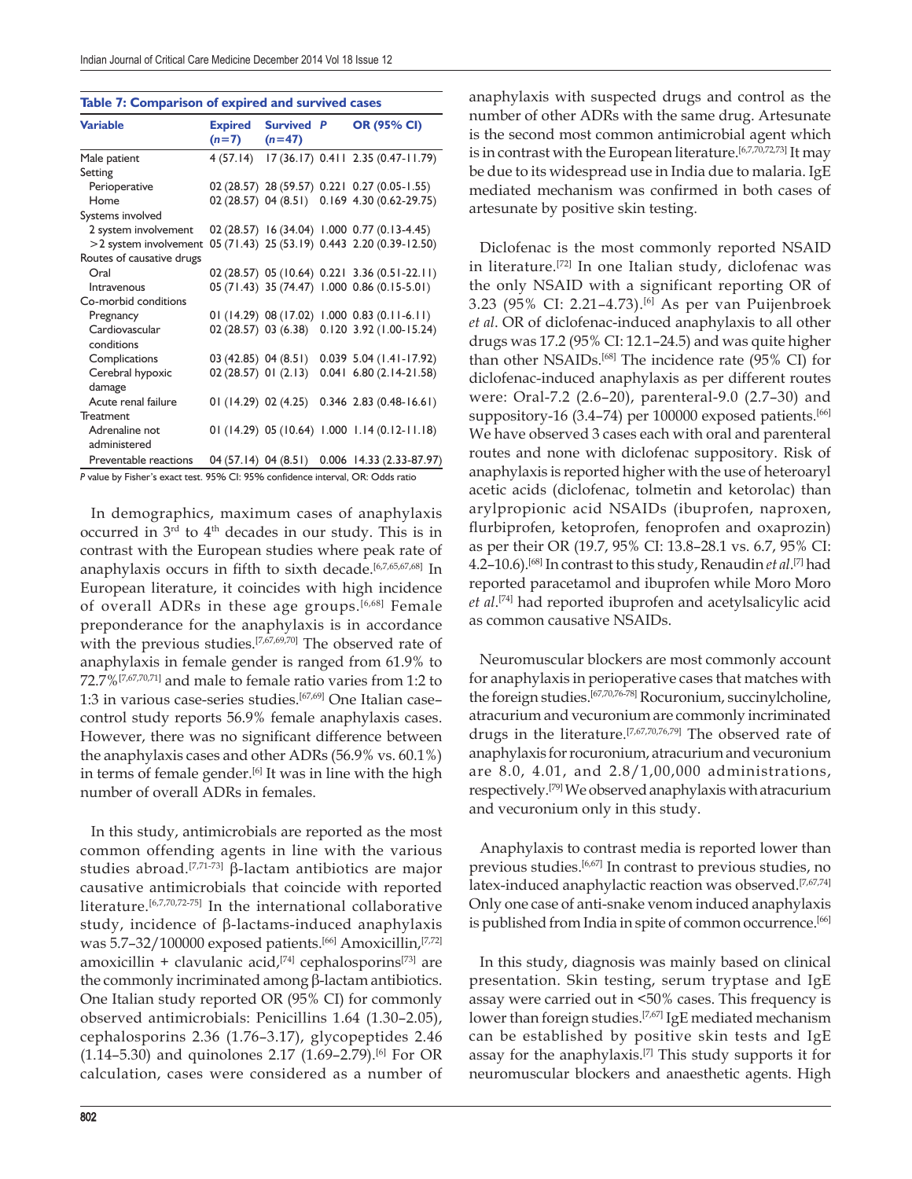**Table 7: Comparison of expired and survived cases**

| Variable | Expired (n=7) | Survived (n=47) | P | OR (95% CI) |
|---|---|---|---|---|
| Male patient | 4 (57.14) | 17 (36.17) | 0.411 | 2.35 (0.47-11.79) |
| Setting | | | | |
| Perioperative | 02 (28.57) | 28 (59.57) | 0.221 | 0.27 (0.05-1.55) |
| Home | 02 (28.57) | 04 (8.51) | 0.169 | 4.30 (0.62-29.75) |
| Systems involved | | | | |
| 2 system involvement | 02 (28.57) | 16 (34.04) | 1.000 | 0.77 (0.13-4.45) |
| >2 system involvement | 05 (71.43) | 25 (53.19) | 0.443 | 2.20 (0.39-12.50) |
| Routes of causative drugs | | | | |
| Oral | 02 (28.57) | 05 (10.64) | 0.221 | 3.36 (0.51-22.11) |
| Intravenous | 05 (71.43) | 35 (74.47) | 1.000 | 0.86 (0.15-5.01) |
| Co-morbid conditions | | | | |
| Pregnancy | 01 (14.29) | 08 (17.02) | 1.000 | 0.83 (0.11-6.11) |
| Cardiovascular conditions | 02 (28.57) | 03 (6.38) | 0.120 | 3.92 (1.00-15.24) |
| Complications | 03 (42.85) | 04 (8.51) | 0.039 | 5.04 (1.41-17.92) |
| Cerebral hypoxic damage | 02 (28.57) | 01 (2.13) | 0.041 | 6.80 (2.14-21.58) |
| Acute renal failure | 01 (14.29) | 02 (4.25) | 0.346 | 2.83 (0.48-16.61) |
| Treatment | | | | |
| Adrenaline not administered | 01 (14.29) | 05 (10.64) | 1.000 | 1.14 (0.12-11.18) |
| Preventable reactions | 04 (57.14) | 04 (8.51) | 0.006 | 14.33 (2.33-87.97) |

*P* value by Fisher's exact test. 95% CI: 95% confidence interval, OR: Odds ratio

In demographics, maximum cases of anaphylaxis occurred in 3rd to 4th decades in our study. This is in contrast with the European studies where peak rate of anaphylaxis occurs in fifth to sixth decade.[6,7,65,67,68] In European literature, it coincides with high incidence of overall ADRs in these age groups.[6,68] Female preponderance for the anaphylaxis is in accordance with the previous studies.[7,67,69,70] The observed rate of anaphylaxis in female gender is ranged from 61.9% to 72.7%[7,67,70,71] and male to female ratio varies from 1:2 to 1:3 in various case-series studies.[67,69] One Italian case–control study reports 56.9% female anaphylaxis cases. However, there was no significant difference between the anaphylaxis cases and other ADRs (56.9% vs. 60.1%) in terms of female gender.[6] It was in line with the high number of overall ADRs in females.

In this study, antimicrobials are reported as the most common offending agents in line with the various studies abroad.[7,71-73] β-lactam antibiotics are major causative antimicrobials that coincide with reported literature.[6,7,70,72-75] In the international collaborative study, incidence of β-lactams-induced anaphylaxis was 5.7–32/100000 exposed patients.[66] Amoxicillin,[7,72] amoxicillin + clavulanic acid,[74] cephalosporins[73] are the commonly incriminated among β-lactam antibiotics. One Italian study reported OR (95% CI) for commonly observed antimicrobials: Penicillins 1.64 (1.30–2.05), cephalosporins 2.36 (1.76–3.17), glycopeptides 2.46 (1.14–5.30) and quinolones 2.17 (1.69–2.79).[6] For OR calculation, cases were considered as a number of anaphylaxis with suspected drugs and control as the number of other ADRs with the same drug. Artesunate is the second most common antimicrobial agent which is in contrast with the European literature.[6,7,70,72,73] It may be due to its widespread use in India due to malaria. IgE mediated mechanism was confirmed in both cases of artesunate by positive skin testing.

Diclofenac is the most commonly reported NSAID in literature.[72] In one Italian study, diclofenac was the only NSAID with a significant reporting OR of 3.23 (95% CI: 2.21–4.73).[6] As per van Puijenbroek *et al*. OR of diclofenac-induced anaphylaxis to all other drugs was 17.2 (95% CI: 12.1–24.5) and was quite higher than other NSAIDs.[68] The incidence rate (95% CI) for diclofenac-induced anaphylaxis as per different routes were: Oral-7.2 (2.6–20), parenteral-9.0 (2.7–30) and suppository-16 (3.4–74) per 100000 exposed patients.[66] We have observed 3 cases each with oral and parenteral routes and none with diclofenac suppository. Risk of anaphylaxis is reported higher with the use of heteroaryl acetic acids (diclofenac, tolmetin and ketorolac) than arylpropionic acid NSAIDs (ibuprofen, naproxen, flurbiprofen, ketoprofen, fenoprofen and oxaprozin) as per their OR (19.7, 95% CI: 13.8–28.1 vs. 6.7, 95% CI: 4.2–10.6).[68] In contrast to this study, Renaudin *et al*.[7] had reported paracetamol and ibuprofen while Moro Moro *et al*.[74] had reported ibuprofen and acetylsalicylic acid as common causative NSAIDs.

Neuromuscular blockers are most commonly account for anaphylaxis in perioperative cases that matches with the foreign studies.[67,70,76-78] Rocuronium, succinylcholine, atracurium and vecuronium are commonly incriminated drugs in the literature.[7,67,70,76,79] The observed rate of anaphylaxis for rocuronium, atracurium and vecuronium are 8.0, 4.01, and 2.8/1,00,000 administrations, respectively.[79] We observed anaphylaxis with atracurium and vecuronium only in this study.

Anaphylaxis to contrast media is reported lower than previous studies.[6,67] In contrast to previous studies, no latex-induced anaphylactic reaction was observed.[7,67,74] Only one case of anti-snake venom induced anaphylaxis is published from India in spite of common occurrence.[66]

In this study, diagnosis was mainly based on clinical presentation. Skin testing, serum tryptase and IgE assay were carried out in <50% cases. This frequency is lower than foreign studies.[7,67] IgE mediated mechanism can be established by positive skin tests and IgE assay for the anaphylaxis.[7] This study supports it for neuromuscular blockers and anaesthetic agents. High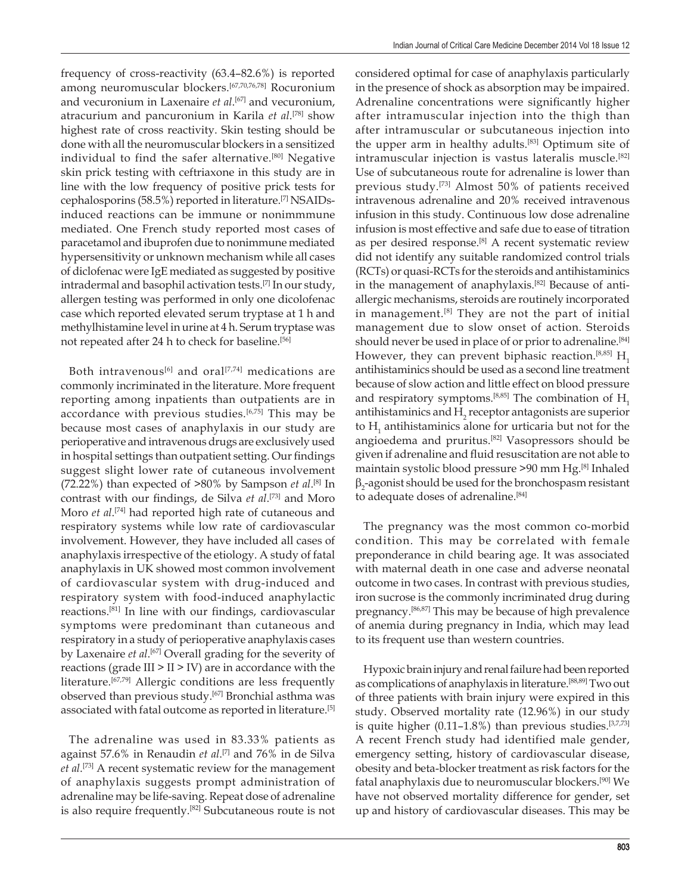frequency of cross-reactivity (63.4–82.6%) is reported among neuromuscular blockers.[67,70,76,78] Rocuronium and vecuronium in Laxenaire *et al*.[67] and vecuronium, atracurium and pancuronium in Karila *et al*.[78] show highest rate of cross reactivity. Skin testing should be done with all the neuromuscular blockers in a sensitized individual to find the safer alternative.[80] Negative skin prick testing with ceftriaxone in this study are in line with the low frequency of positive prick tests for cephalosporins (58.5%) reported in literature.[7] NSAIDs-induced reactions can be immune or nonimmmune mediated. One French study reported most cases of paracetamol and ibuprofen due to nonimmune mediated hypersensitivity or unknown mechanism while all cases of diclofenac were IgE mediated as suggested by positive intradermal and basophil activation tests.[7] In our study, allergen testing was performed in only one dicolofenac case which reported elevated serum tryptase at 1 h and methylhistamine level in urine at 4 h. Serum tryptase was not repeated after 24 h to check for baseline.[56]

Both intravenous[6] and oral[7,74] medications are commonly incriminated in the literature. More frequent reporting among inpatients than outpatients are in accordance with previous studies.[6,75] This may be because most cases of anaphylaxis in our study are perioperative and intravenous drugs are exclusively used in hospital settings than outpatient setting. Our findings suggest slight lower rate of cutaneous involvement (72.22%) than expected of >80% by Sampson *et al*.[8] In contrast with our findings, de Silva *et al*.[73] and Moro Moro *et al*.[74] had reported high rate of cutaneous and respiratory systems while low rate of cardiovascular involvement. However, they have included all cases of anaphylaxis irrespective of the etiology. A study of fatal anaphylaxis in UK showed most common involvement of cardiovascular system with drug-induced and respiratory system with food-induced anaphylactic reactions.[81] In line with our findings, cardiovascular symptoms were predominant than cutaneous and respiratory in a study of perioperative anaphylaxis cases by Laxenaire *et al*.[67] Overall grading for the severity of reactions (grade III > II > IV) are in accordance with the literature.[67,79] Allergic conditions are less frequently observed than previous study.[67] Bronchial asthma was associated with fatal outcome as reported in literature.[5]

The adrenaline was used in 83.33% patients as against 57.6% in Renaudin *et al*.[7] and 76% in de Silva *et al*.[73] A recent systematic review for the management of anaphylaxis suggests prompt administration of adrenaline may be life-saving. Repeat dose of adrenaline is also require frequently.[82] Subcutaneous route is not considered optimal for case of anaphylaxis particularly in the presence of shock as absorption may be impaired. Adrenaline concentrations were significantly higher after intramuscular injection into the thigh than after intramuscular or subcutaneous injection into the upper arm in healthy adults.[83] Optimum site of intramuscular injection is vastus lateralis muscle.[82] Use of subcutaneous route for adrenaline is lower than previous study.[73] Almost 50% of patients received intravenous adrenaline and 20% received intravenous infusion in this study. Continuous low dose adrenaline infusion is most effective and safe due to ease of titration as per desired response.[8] A recent systematic review did not identify any suitable randomized control trials (RCTs) or quasi-RCTs for the steroids and antihistaminics in the management of anaphylaxis.[82] Because of anti-allergic mechanisms, steroids are routinely incorporated in management.[8] They are not the part of initial management due to slow onset of action. Steroids should never be used in place of or prior to adrenaline.[84] However, they can prevent biphasic reaction.[8,85] $H_1$ antihistaminics should be used as a second line treatment because of slow action and little effect on blood pressure and respiratory symptoms.[8,85] The combination of $H_1$ antihistaminics and $H_2$ receptor antagonists are superior to $H_1$ antihistaminics alone for urticaria but not for the angioedema and pruritus.[82] Vasopressors should be given if adrenaline and fluid resuscitation are not able to maintain systolic blood pressure >90 mm Hg.[8] Inhaled $\beta_2$-agonist should be used for the bronchospasm resistant to adequate doses of adrenaline.[84]

The pregnancy was the most common co-morbid condition. This may be correlated with female preponderance in child bearing age. It was associated with maternal death in one case and adverse neonatal outcome in two cases. In contrast with previous studies, iron sucrose is the commonly incriminated drug during pregnancy.[86,87] This may be because of high prevalence of anemia during pregnancy in India, which may lead to its frequent use than western countries.

Hypoxic brain injury and renal failure had been reported as complications of anaphylaxis in literature.[88,89] Two out of three patients with brain injury were expired in this study. Observed mortality rate (12.96%) in our study is quite higher (0.11–1.8%) than previous studies.[3,7,73] A recent French study had identified male gender, emergency setting, history of cardiovascular disease, obesity and beta-blocker treatment as risk factors for the fatal anaphylaxis due to neuromuscular blockers.[90] We have not observed mortality difference for gender, set up and history of cardiovascular diseases. This may be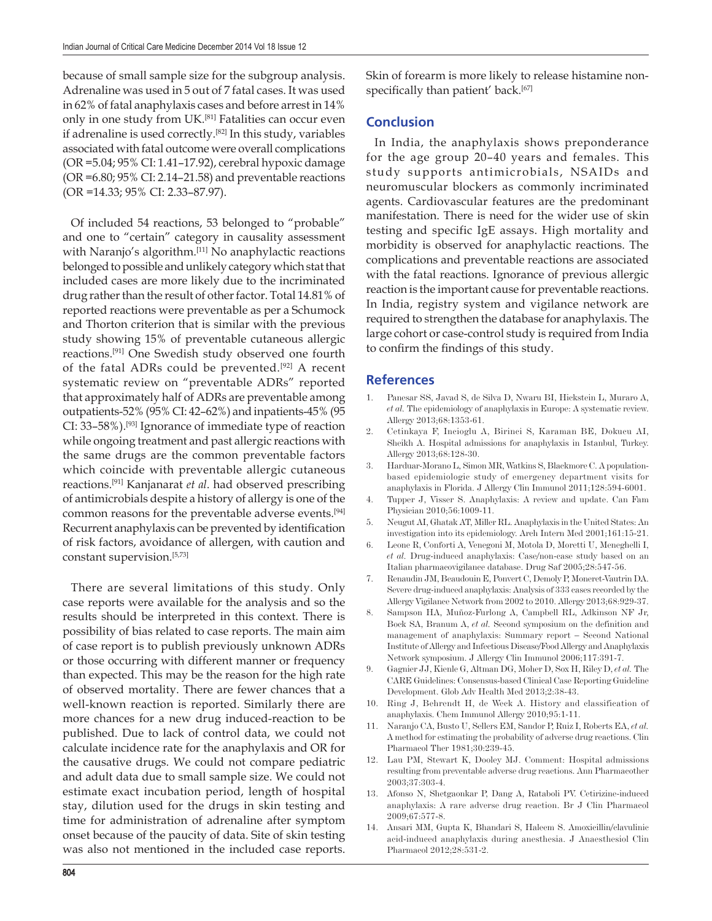because of small sample size for the subgroup analysis. Adrenaline was used in 5 out of 7 fatal cases. It was used in 62% of fatal anaphylaxis cases and before arrest in 14% only in one study from UK.[81] Fatalities can occur even if adrenaline is used correctly.[82] In this study, variables associated with fatal outcome were overall complications (OR =5.04; 95% CI: 1.41–17.92), cerebral hypoxic damage (OR =6.80; 95% CI: 2.14–21.58) and preventable reactions (OR =14.33; 95% CI: 2.33–87.97).

Of included 54 reactions, 53 belonged to "probable" and one to "certain" category in causality assessment with Naranjo's algorithm.[11] No anaphylactic reactions belonged to possible and unlikely category which stat that included cases are more likely due to the incriminated drug rather than the result of other factor. Total 14.81% of reported reactions were preventable as per a Schumock and Thorton criterion that is similar with the previous study showing 15% of preventable cutaneous allergic reactions.[91] One Swedish study observed one fourth of the fatal ADRs could be prevented.[92] A recent systematic review on "preventable ADRs" reported that approximately half of ADRs are preventable among outpatients-52% (95% CI: 42–62%) and inpatients-45% (95 CI: 33–58%).[93] Ignorance of immediate type of reaction while ongoing treatment and past allergic reactions with the same drugs are the common preventable factors which coincide with preventable allergic cutaneous reactions.[91] Kanjanarat *et al*. had observed prescribing of antimicrobials despite a history of allergy is one of the common reasons for the preventable adverse events.[94] Recurrent anaphylaxis can be prevented by identification of risk factors, avoidance of allergen, with caution and constant supervision.[5,73]

There are several limitations of this study. Only case reports were available for the analysis and so the results should be interpreted in this context. There is possibility of bias related to case reports. The main aim of case report is to publish previously unknown ADRs or those occurring with different manner or frequency than expected. This may be the reason for the high rate of observed mortality. There are fewer chances that a well-known reaction is reported. Similarly there are more chances for a new drug induced-reaction to be published. Due to lack of control data, we could not calculate incidence rate for the anaphylaxis and OR for the causative drugs. We could not compare pediatric and adult data due to small sample size. We could not estimate exact incubation period, length of hospital stay, dilution used for the drugs in skin testing and time for administration of adrenaline after symptom onset because of the paucity of data. Site of skin testing was also not mentioned in the included case reports. Skin of forearm is more likely to release histamine non-specifically than patient' back.[67]

## Conclusion

In India, the anaphylaxis shows preponderance for the age group 20–40 years and females. This study supports antimicrobials, NSAIDs and neuromuscular blockers as commonly incriminated agents. Cardiovascular features are the predominant manifestation. There is need for the wider use of skin testing and specific IgE assays. High mortality and morbidity is observed for anaphylactic reactions. The complications and preventable reactions are associated with the fatal reactions. Ignorance of previous allergic reaction is the important cause for preventable reactions. In India, registry system and vigilance network are required to strengthen the database for anaphylaxis. The large cohort or case-control study is required from India to confirm the findings of this study.

## References

1. Panesar SS, Javad S, de Silva D, Nwaru BI, Hickstein L, Muraro A, *et al.* The epidemiology of anaphylaxis in Europe: A systematic review. Allergy 2013;68:1353-61.
2. Cetinkaya F, Incioglu A, Birinci S, Karaman BE, Dokucu AI, Sheikh A. Hospital admissions for anaphylaxis in Istanbul, Turkey. Allergy 2013;68:128-30.
3. Harduar-Morano L, Simon MR, Watkins S, Blackmore C. A population-based epidemiologic study of emergency department visits for anaphylaxis in Florida. J Allergy Clin Immunol 2011;128:594-6001.
4. Tupper J, Visser S. Anaphylaxis: A review and update. Can Fam Physician 2010;56:1009-11.
5. Neugut AI, Ghatak AT, Miller RL. Anaphylaxis in the United States: An investigation into its epidemiology. Arch Intern Med 2001;161:15-21.
6. Leone R, Conforti A, Venegoni M, Motola D, Moretti U, Meneghelli I, *et al.* Drug-induced anaphylaxis: Case/non-case study based on an Italian pharmacovigilance database. Drug Saf 2005;28:547-56.
7. Renaudin JM, Beaudouin E, Ponvert C, Demoly P, Moneret-Vautrin DA. Severe drug-induced anaphylaxis: Analysis of 333 cases recorded by the Allergy Vigilance Network from 2002 to 2010. Allergy 2013;68:929-37.
8. Sampson HA, Muñoz-Furlong A, Campbell RL, Adkinson NF Jr, Bock SA, Branum A, *et al.* Second symposium on the definition and management of anaphylaxis: Summary report – Second National Institute of Allergy and Infectious Disease/Food Allergy and Anaphylaxis Network symposium. J Allergy Clin Immunol 2006;117:391-7.
9. Gagnier JJ, Kienle G, Altman DG, Moher D, Sox H, Riley D, *et al.* The CARE Guidelines: Consensus-based Clinical Case Reporting Guideline Development. Glob Adv Health Med 2013;2:38-43.
10. Ring J, Behrendt H, de Weck A. History and classification of anaphylaxis. Chem Immunol Allergy 2010;95:1-11.
11. Naranjo CA, Busto U, Sellers EM, Sandor P, Ruiz I, Roberts EA, *et al.* A method for estimating the probability of adverse drug reactions. Clin Pharmacol Ther 1981;30:239-45.
12. Lau PM, Stewart K, Dooley MJ. Comment: Hospital admissions resulting from preventable adverse drug reactions. Ann Pharmacother 2003;37:303-4.
13. Afonso N, Shetgaonkar P, Dang A, Rataboli PV. Cetirizine-induced anaphylaxis: A rare adverse drug reaction. Br J Clin Pharmacol 2009;67:577-8.
14. Ansari MM, Gupta K, Bhandari S, Haleem S. Amoxicillin/clavulinic acid-induced anaphylaxis during anesthesia. J Anaesthesiol Clin Pharmacol 2012;28:531-2.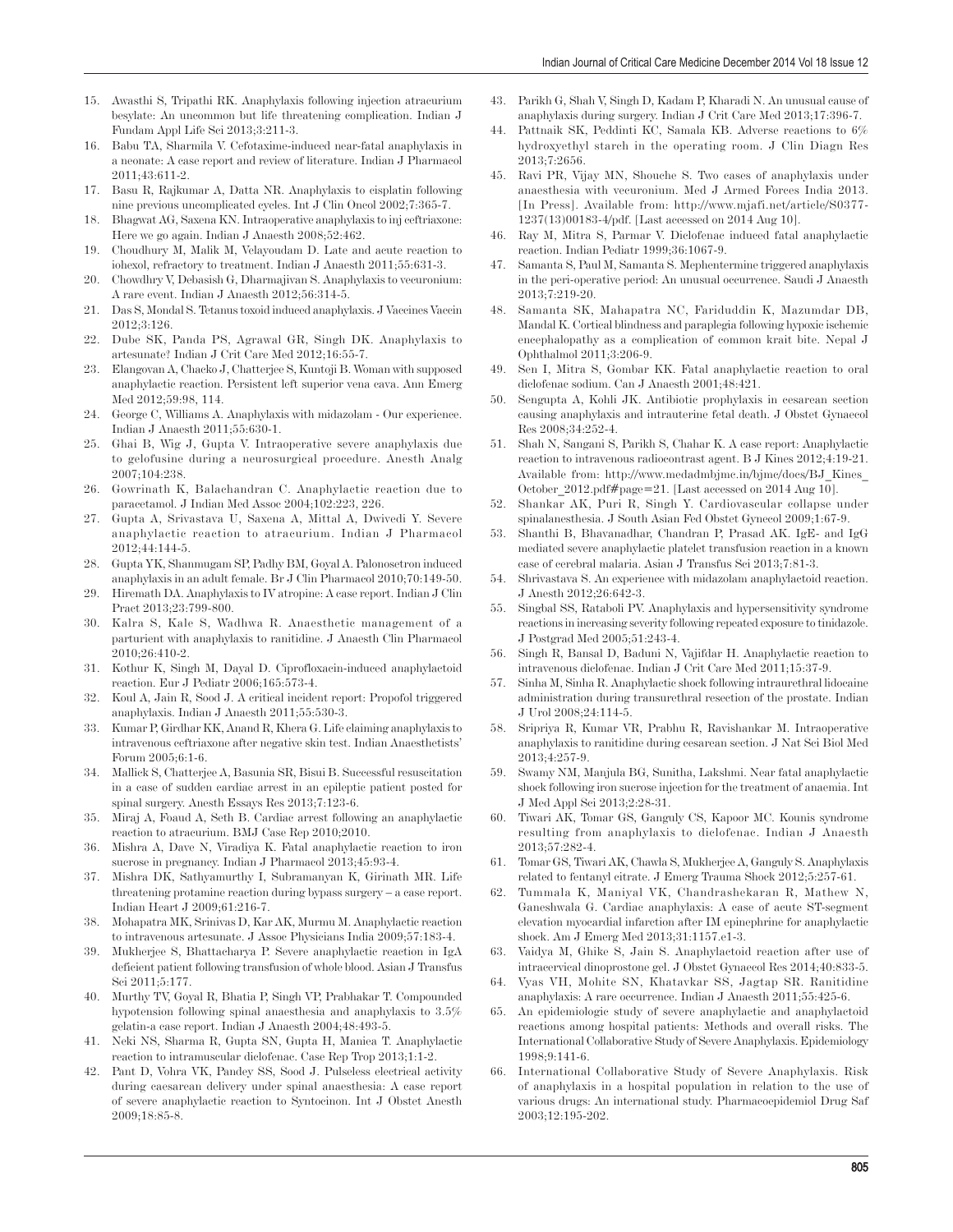15. Awasthi S, Tripathi RK. Anaphylaxis following injection atracurium besylate: An uncommon but life threatening complication. Indian J Fundam Appl Life Sci 2013;3:211-3.
16. Babu TA, Sharmila V. Cefotaxime-induced near-fatal anaphylaxis in a neonate: A case report and review of literature. Indian J Pharmacol 2011;43:611-2.
17. Basu R, Rajkumar A, Datta NR. Anaphylaxis to cisplatin following nine previous uncomplicated cycles. Int J Clin Oncol 2002;7:365-7.
18. Bhagwat AG, Saxena KN. Intraoperative anaphylaxis to inj ceftriaxone: Here we go again. Indian J Anaesth 2008;52:462.
19. Choudhury M, Malik M, Velayoudam D. Late and acute reaction to iohexol, refractory to treatment. Indian J Anaesth 2011;55:631-3.
20. Chowdhry V, Debasish G, Dharmajivan S. Anaphylaxis to vecuronium: A rare event. Indian J Anaesth 2012;56:314-5.
21. Das S, Mondal S. Tetanus toxoid induced anaphylaxis. J Vaccines Vaccin 2012;3:126.
22. Dube SK, Panda PS, Agrawal GR, Singh DK. Anaphylaxis to artesunate? Indian J Crit Care Med 2012;16:55-7.
23. Elangovan A, Chacko J, Chatterjee S, Kuntoji B. Woman with supposed anaphylactic reaction. Persistent left superior vena cava. Ann Emerg Med 2012;59:98, 114.
24. George C, Williams A. Anaphylaxis with midazolam - Our experience. Indian J Anaesth 2011;55:630-1.
25. Ghai B, Wig J, Gupta V. Intraoperative severe anaphylaxis due to gelofusine during a neurosurgical procedure. Anesth Analg 2007;104:238.
26. Gowrinath K, Balachandran C. Anaphylactic reaction due to paracetamol. J Indian Med Assoc 2004;102:223, 226.
27. Gupta A, Srivastava U, Saxena A, Mittal A, Dwivedi Y. Severe anaphylactic reaction to atracurium. Indian J Pharmacol 2012;44:144-5.
28. Gupta YK, Shanmugam SP, Padhy BM, Goyal A. Palonosetron induced anaphylaxis in an adult female. Br J Clin Pharmacol 2010;70:149-50.
29. Hiremath DA. Anaphylaxis to IV atropine: A case report. Indian J Clin Pract 2013;23:799-800.
30. Kalra S, Kale S, Wadhwa R. Anaesthetic management of a parturient with anaphylaxis to ranitidine. J Anaesth Clin Pharmacol 2010;26:410-2.
31. Kothur K, Singh M, Dayal D. Ciprofloxacin-induced anaphylactoid reaction. Eur J Pediatr 2006;165:573-4.
32. Koul A, Jain R, Sood J. A critical incident report: Propofol triggered anaphylaxis. Indian J Anaesth 2011;55:530-3.
33. Kumar P, Girdhar KK, Anand R, Khera G. Life claiming anaphylaxis to intravenous ceftriaxone after negative skin test. Indian Anaesthetists' Forum 2005;6:1-6.
34. Mallick S, Chatterjee A, Basunia SR, Bisui B. Successful resuscitation in a case of sudden cardiac arrest in an epileptic patient posted for spinal surgery. Anesth Essays Res 2013;7:123-6.
35. Miraj A, Foaud A, Seth B. Cardiac arrest following an anaphylactic reaction to atracurium. BMJ Case Rep 2010;2010.
36. Mishra A, Dave N, Viradiya K. Fatal anaphylactic reaction to iron sucrose in pregnancy. Indian J Pharmacol 2013;45:93-4.
37. Mishra DK, Sathyamurthy I, Subramanyan K, Girinath MR. Life threatening protamine reaction during bypass surgery – a case report. Indian Heart J 2009;61:216-7.
38. Mohapatra MK, Srinivas D, Kar AK, Murmu M. Anaphylactic reaction to intravenous artesunate. J Assoc Physicians India 2009;57:183-4.
39. Mukherjee S, Bhattacharya P. Severe anaphylactic reaction in IgA deficient patient following transfusion of whole blood. Asian J Transfus Sci 2011;5:177.
40. Murthy TV, Goyal R, Bhatia P, Singh VP, Prabhakar T. Compounded hypotension following spinal anaesthesia and anaphylaxis to 3.5% gelatin-a case report. Indian J Anaesth 2004;48:493-5.
41. Neki NS, Sharma R, Gupta SN, Gupta H, Manica T. Anaphylactic reaction to intramuscular diclofenac. Case Rep Trop 2013;1:1-2.
42. Pant D, Vohra VK, Pandey SS, Sood J. Pulseless electrical activity during caesarean delivery under spinal anaesthesia: A case report of severe anaphylactic reaction to Syntocinon. Int J Obstet Anesth 2009;18:85-8.
43. Parikh G, Shah V, Singh D, Kadam P, Kharadi N. An unusual cause of anaphylaxis during surgery. Indian J Crit Care Med 2013;17:396-7.
44. Pattnaik SK, Peddinti KC, Samala KB. Adverse reactions to 6% hydroxyethyl starch in the operating room. J Clin Diagn Res 2013;7:2656.
45. Ravi PR, Vijay MN, Shouche S. Two cases of anaphylaxis under anaesthesia with vecuronium. Med J Armed Forces India 2013. [In Press]. Available from: http://www.mjafi.net/article/S0377-1237(13)00183-4/pdf. [Last accessed on 2014 Aug 10].
46. Ray M, Mitra S, Parmar V. Diclofenac induced fatal anaphylactic reaction. Indian Pediatr 1999;36:1067-9.
47. Samanta S, Paul M, Samanta S. Mephentermine triggered anaphylaxis in the peri-operative period: An unusual occurrence. Saudi J Anaesth 2013;7:219-20.
48. Samanta SK, Mahapatra NC, Fariduddin K, Mazumdar DB, Mandal K. Cortical blindness and paraplegia following hypoxic ischemic encephalopathy as a complication of common krait bite. Nepal J Ophthalmol 2011;3:206-9.
49. Sen I, Mitra S, Gombar KK. Fatal anaphylactic reaction to oral diclofenac sodium. Can J Anaesth 2001;48:421.
50. Sengupta A, Kohli JK. Antibiotic prophylaxis in cesarean section causing anaphylaxis and intrauterine fetal death. J Obstet Gynaecol Res 2008;34:252-4.
51. Shah N, Sangani S, Parikh S, Chahar K. A case report: Anaphylactic reaction to intravenous radiocontrast agent. B J Kines 2012;4:19-21. Available from: http://www.medadmbjmc.in/bjmc/docs/BJ_Kines_October_2012.pdf#page=21. [Last accessed on 2014 Aug 10].
52. Shankar AK, Puri R, Singh Y. Cardiovascular collapse under spinalanesthesia. J South Asian Fed Obstet Gynecol 2009;1:67-9.
53. Shanthi B, Bhavanadhar, Chandran P, Prasad AK. IgE- and IgG mediated severe anaphylactic platelet transfusion reaction in a known case of cerebral malaria. Asian J Transfus Sci 2013;7:81-3.
54. Shrivastava S. An experience with midazolam anaphylactoid reaction. J Anesth 2012;26:642-3.
55. Singbal SS, Rataboli PV. Anaphylaxis and hypersensitivity syndrome reactions in increasing severity following repeated exposure to tinidazole. J Postgrad Med 2005;51:243-4.
56. Singh R, Bansal D, Baduni N, Vajifdar H. Anaphylactic reaction to intravenous diclofenac. Indian J Crit Care Med 2011;15:37-9.
57. Sinha M, Sinha R. Anaphylactic shock following intraurethral lidocaine administration during transurethral resection of the prostate. Indian J Urol 2008;24:114-5.
58. Sripriya R, Kumar VR, Prabhu R, Ravishankar M. Intraoperative anaphylaxis to ranitidine during cesarean section. J Nat Sci Biol Med 2013;4:257-9.
59. Swamy NM, Manjula BG, Sunitha, Lakshmi. Near fatal anaphylactic shock following iron sucrose injection for the treatment of anaemia. Int J Med Appl Sci 2013;2:28-31.
60. Tiwari AK, Tomar GS, Ganguly CS, Kapoor MC. Kounis syndrome resulting from anaphylaxis to diclofenac. Indian J Anaesth 2013;57:282-4.
61. Tomar GS, Tiwari AK, Chawla S, Mukherjee A, Ganguly S. Anaphylaxis related to fentanyl citrate. J Emerg Trauma Shock 2012;5:257-61.
62. Tummala K, Maniyal VK, Chandrashekaran R, Mathew N, Ganeshwala G. Cardiac anaphylaxis: A case of acute ST-segment elevation myocardial infarction after IM epinephrine for anaphylactic shock. Am J Emerg Med 2013;31:1157.e1-3.
63. Vaidya M, Ghike S, Jain S. Anaphylactoid reaction after use of intracervical dinoprostone gel. J Obstet Gynaecol Res 2014;40:833-5.
64. Vyas VH, Mohite SN, Khatavkar SS, Jagtap SR. Ranitidine anaphylaxis: A rare occurrence. Indian J Anaesth 2011;55:425-6.
65. An epidemiologic study of severe anaphylactic and anaphylactoid reactions among hospital patients: Methods and overall risks. The International Collaborative Study of Severe Anaphylaxis. Epidemiology 1998;9:141-6.
66. International Collaborative Study of Severe Anaphylaxis. Risk of anaphylaxis in a hospital population in relation to the use of various drugs: An international study. Pharmacoepidemiol Drug Saf 2003;12:195-202.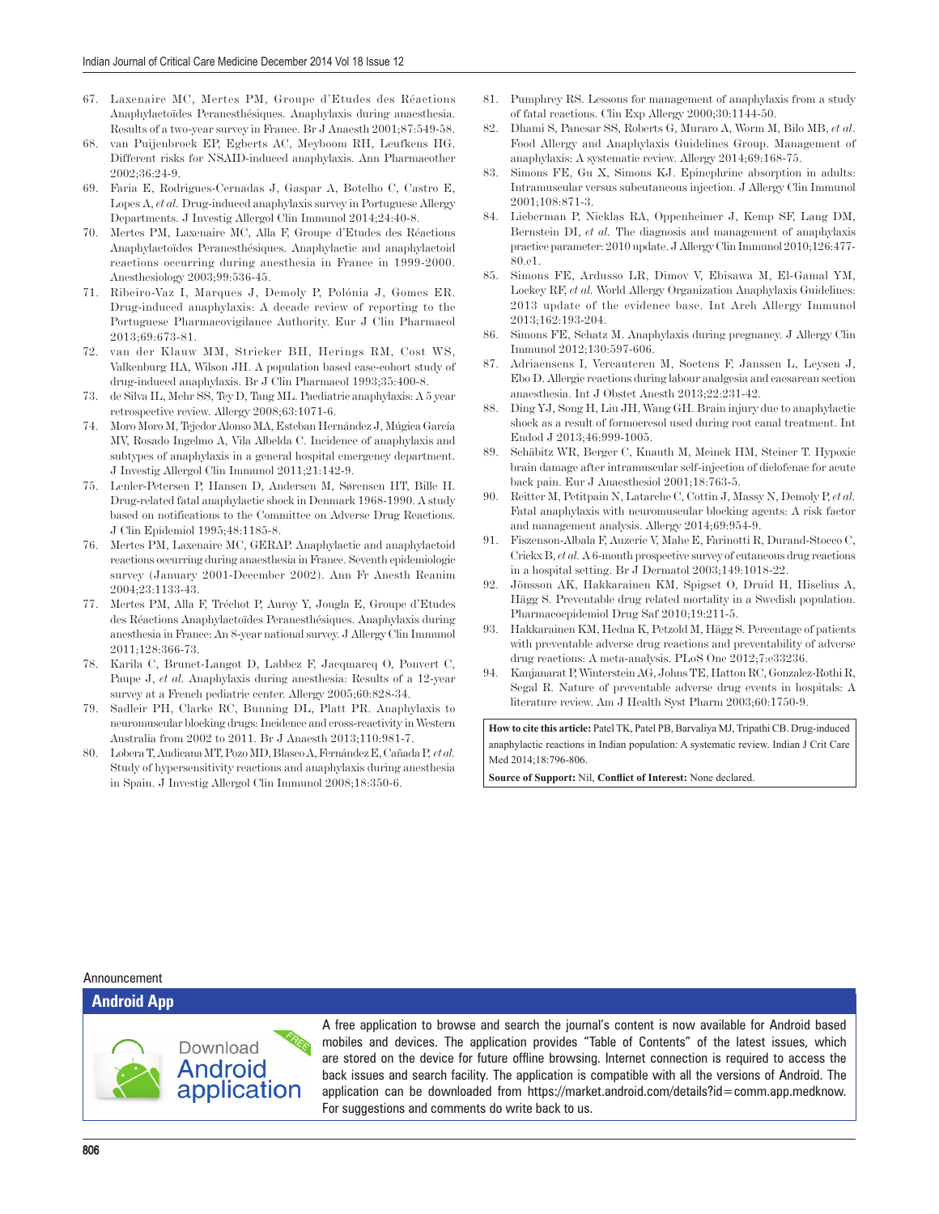67. Laxenaire MC, Mertes PM, Groupe d'Etudes des Réactions Anaphylactoïdes Peranesthésiques. Anaphylaxis during anaesthesia. Results of a two-year survey in France. Br J Anaesth 2001;87:549-58.
68. van Puijenbroek EP, Egberts AC, Meyboom RH, Leufkens HG. Different risks for NSAID-induced anaphylaxis. Ann Pharmacother 2002;36:24-9.
69. Faria E, Rodrigues-Cernadas J, Gaspar A, Botelho C, Castro E, Lopes A, *et al*. Drug-induced anaphylaxis survey in Portuguese Allergy Departments. J Investig Allergol Clin Immunol 2014;24:40-8.
70. Mertes PM, Laxenaire MC, Alla F, Groupe d'Etudes des Réactions Anaphylactoïdes Peranesthésiques. Anaphylactic and anaphylactoid reactions occurring during anesthesia in France in 1999-2000. Anesthesiology 2003;99:536-45.
71. Ribeiro-Vaz I, Marques J, Demoly P, Polónia J, Gomes ER. Drug-induced anaphylaxis: A decade review of reporting to the Portuguese Pharmacovigilance Authority. Eur J Clin Pharmacol 2013;69:673-81.
72. van der Klauw MM, Stricker BH, Herings RM, Cost WS, Valkenburg HA, Wilson JH. A population based case-cohort study of drug-induced anaphylaxis. Br J Clin Pharmacol 1993;35:400-8.
73. de Silva IL, Mehr SS, Tey D, Tang ML. Paediatric anaphylaxis: A 5 year retrospective review. Allergy 2008;63:1071-6.
74. Moro Moro M, Tejedor Alonso MA, Esteban Hernández J, Múgica García MV, Rosado Ingelmo A, Vila Albelda C. Incidence of anaphylaxis and subtypes of anaphylaxis in a general hospital emergency department. J Investig Allergol Clin Immunol 2011;21:142-9.
75. Lenler-Petersen P, Hansen D, Andersen M, Sørensen HT, Bille H. Drug-related fatal anaphylactic shock in Denmark 1968-1990. A study based on notifications to the Committee on Adverse Drug Reactions. J Clin Epidemiol 1995;48:1185-8.
76. Mertes PM, Laxenaire MC, GERAP. Anaphylactic and anaphylactoid reactions occurring during anaesthesia in France. Seventh epidemiologic survey (January 2001-December 2002). Ann Fr Anesth Reanim 2004;23:1133-43.
77. Mertes PM, Alla F, Tréchot P, Auroy Y, Jougla E, Groupe d'Etudes des Réactions Anaphylactoïdes Peranesthésiques. Anaphylaxis during anesthesia in France: An 8-year national survey. J Allergy Clin Immunol 2011;128:366-73.
78. Karila C, Brunet-Langot D, Labbez F, Jacqmarcq O, Ponvert C, Paupe J, *et al*. Anaphylaxis during anesthesia: Results of a 12-year survey at a French pediatric center. Allergy 2005;60:828-34.
79. Sadleir PH, Clarke RC, Bunning DL, Platt PR. Anaphylaxis to neuromuscular blocking drugs: Incidence and cross-reactivity in Western Australia from 2002 to 2011. Br J Anaesth 2013;110:981-7.
80. Lobera T, Audicana MT, Pozo MD, Blasco A, Fernández E, Cañada P, *et al*. Study of hypersensitivity reactions and anaphylaxis during anesthesia in Spain. J Investig Allergol Clin Immunol 2008;18:350-6.
81. Pumphrey RS. Lessons for management of anaphylaxis from a study of fatal reactions. Clin Exp Allergy 2000;30:1144-50.
82. Dhami S, Panesar SS, Roberts G, Muraro A, Worm M, Bilo MB, *et al*. Food Allergy and Anaphylaxis Guidelines Group. Management of anaphylaxis: A systematic review. Allergy 2014;69:168-75.
83. Simons FE, Gu X, Simons KJ. Epinephrine absorption in adults: Intramuscular versus subcutaneous injection. J Allergy Clin Immunol 2001;108:871-3.
84. Lieberman P, Nicklas RA, Oppenheimer J, Kemp SF, Lang DM, Bernstein DI, *et al*. The diagnosis and management of anaphylaxis practice parameter: 2010 update. J Allergy Clin Immunol 2010;126:477-80.e1.
85. Simons FE, Ardusso LR, Dimov V, Ebisawa M, El-Gamal YM, Lockey RF, *et al*. World Allergy Organization Anaphylaxis Guidelines: 2013 update of the evidence base. Int Arch Allergy Immunol 2013;162:193-204.
86. Simons FE, Schatz M. Anaphylaxis during pregnancy. J Allergy Clin Immunol 2012;130:597-606.
87. Adriaensens I, Vercauteren M, Soetens F, Janssen L, Leysen J, Ebo D. Allergic reactions during labour analgesia and caesarean section anaesthesia. Int J Obstet Anesth 2013;22:231-42.
88. Ding YJ, Song H, Liu JH, Wang GH. Brain injury due to anaphylactic shock as a result of formocresol used during root canal treatment. Int Endod J 2013;46:999-1005.
89. Schäbitz WR, Berger C, Knauth M, Meinck HM, Steiner T. Hypoxic brain damage after intramuscular self-injection of diclofenac for acute back pain. Eur J Anaesthesiol 2001;18:763-5.
90. Reitter M, Petitpain N, Latarche C, Cottin J, Massy N, Demoly P, *et al*. Fatal anaphylaxis with neuromuscular blocking agents: A risk factor and management analysis. Allergy 2014;69:954-9.
91. Fiszenson-Albala F, Auzerie V, Mahe E, Farinotti R, Durand-Stocco C, Crickx B, *et al*. A 6-month prospective survey of cutaneous drug reactions in a hospital setting. Br J Dermatol 2003;149:1018-22.
92. Jönsson AK, Hakkarainen KM, Spigset O, Druid H, Hiselius A, Hägg S. Preventable drug related mortality in a Swedish population. Pharmacoepidemiol Drug Saf 2010;19:211-5.
93. Hakkarainen KM, Hedna K, Petzold M, Hägg S. Percentage of patients with preventable adverse drug reactions and preventability of adverse drug reactions: A meta-analysis. PLoS One 2012;7:e33236.
94. Kanjanarat P, Winterstein AG, Johns TE, Hatton RC, Gonzalez-Rothi R, Segal R. Nature of preventable adverse drug events in hospitals: A literature review. Am J Health Syst Pharm 2003;60:1750-9.

**How to cite this article:** Patel TK, Patel PB, Barvaliya MJ, Tripathi CB. Drug-induced anaphylactic reactions in Indian population: A systematic review. Indian J Crit Care Med 2014;18:796-806.

**Source of Support:** Nil, **Conflict of Interest:** None declared.

Announcement

## Android App

Download Android application FREE

A free application to browse and search the journal's content is now available for Android based mobiles and devices. The application provides "Table of Contents" of the latest issues, which are stored on the device for future offline browsing. Internet connection is required to access the back issues and search facility. The application is compatible with all the versions of Android. The application can be downloaded from https://market.android.com/details?id=comm.app.medknow. For suggestions and comments do write back to us.